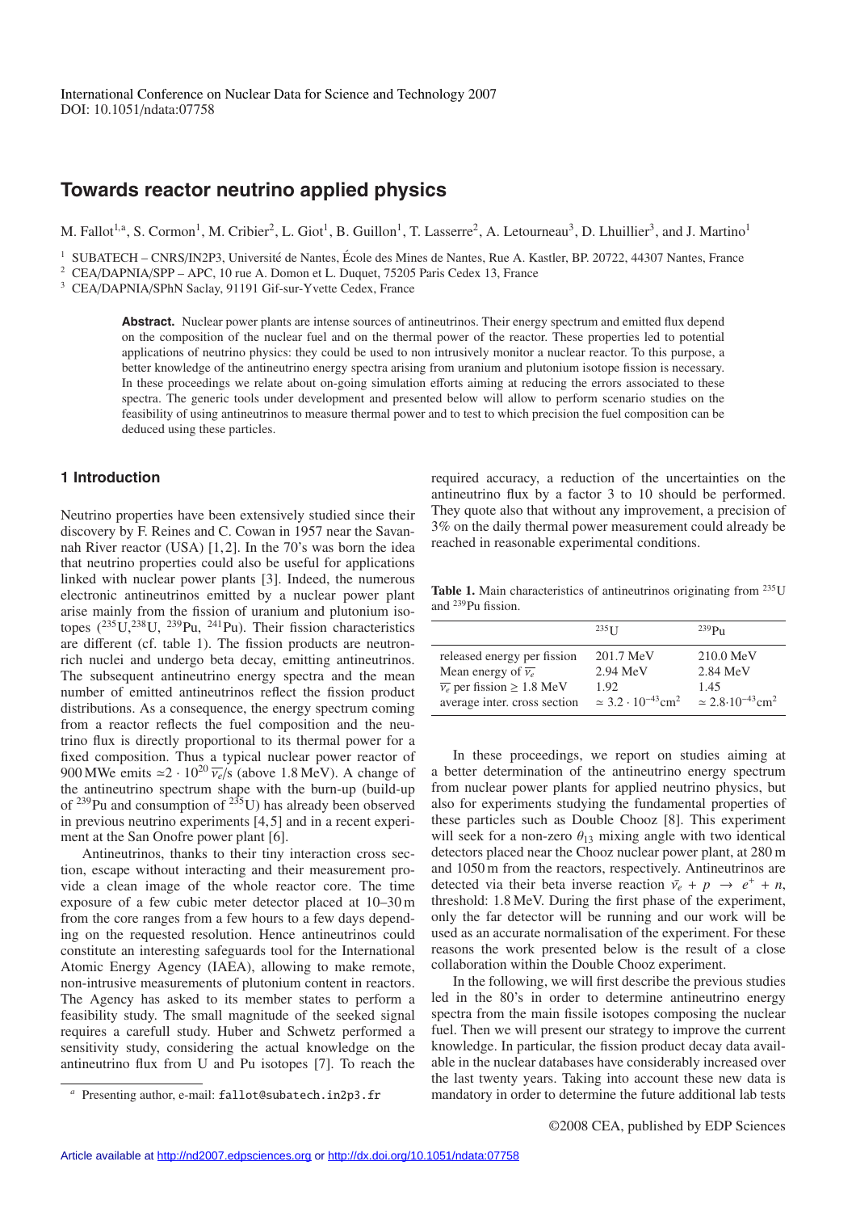International Conference on Nuclear Data for Science and Technology 2007
DOI: 10.1051/ndata:07758

# Towards reactor neutrino applied physics

M. Fallot[1,a], S. Cormon[1], M. Cribier[2], L. Giot[1], B. Guillon[1], T. Lasserre[2], A. Letourneau[3], D. Lhuillier[3], and J. Martino[1]

[1] SUBATECH – CNRS/IN2P3, Université de Nantes, École des Mines de Nantes, Rue A. Kastler, BP. 20722, 44307 Nantes, France
[2] CEA/DAPNIA/SPP – APC, 10 rue A. Domon et L. Duquet, 75205 Paris Cedex 13, France
[3] CEA/DAPNIA/SPhN Saclay, 91191 Gif-sur-Yvette Cedex, France

**Abstract.** Nuclear power plants are intense sources of antineutrinos. Their energy spectrum and emitted flux depend on the composition of the nuclear fuel and on the thermal power of the reactor. These properties led to potential applications of neutrino physics: they could be used to non intrusively monitor a nuclear reactor. To this purpose, a better knowledge of the antineutrino energy spectra arising from uranium and plutonium isotope fission is necessary. In these proceedings we relate about on-going simulation efforts aiming at reducing the errors associated to these spectra. The generic tools under development and presented below will allow to perform scenario studies on the feasibility of using antineutrinos to measure thermal power and to test to which precision the fuel composition can be deduced using these particles.

## 1 Introduction

Neutrino properties have been extensively studied since their discovery by F. Reines and C. Cowan in 1957 near the Savannah River reactor (USA) [1,2]. In the 70's was born the idea that neutrino properties could also be useful for applications linked with nuclear power plants [3]. Indeed, the numerous electronic antineutrinos emitted by a nuclear power plant arise mainly from the fission of uranium and plutonium isotopes ($^{235}$U,$^{238}$U, $^{239}$Pu, $^{241}$Pu). Their fission characteristics are different (cf. table 1). The fission products are neutron-rich nuclei and undergo beta decay, emitting antineutrinos. The subsequent antineutrino energy spectra and the mean number of emitted antineutrinos reflect the fission product distributions. As a consequence, the energy spectrum coming from a reactor reflects the fuel composition and the neutrino flux is directly proportional to its thermal power for a fixed composition. Thus a typical nuclear power reactor of 900 MWe emits $\simeq 2 \cdot 10^{20}\ \overline{\nu_e}$/s (above 1.8 MeV). A change of the antineutrino spectrum shape with the burn-up (build-up of $^{239}$Pu and consumption of $^{235}$U) has already been observed in previous neutrino experiments [4,5] and in a recent experiment at the San Onofre power plant [6].

Antineutrinos, thanks to their tiny interaction cross section, escape without interacting and their measurement provide a clean image of the whole reactor core. The time exposure of a few cubic meter detector placed at 10–30 m from the core ranges from a few hours to a few days depending on the requested resolution. Hence antineutrinos could constitute an interesting safeguards tool for the International Atomic Energy Agency (IAEA), allowing to make remote, non-intrusive measurements of plutonium content in reactors. The Agency has asked to its member states to perform a feasibility study. The small magnitude of the seeked signal requires a carefull study. Huber and Schwetz performed a sensitivity study, considering the actual knowledge on the antineutrino flux from U and Pu isotopes [7]. To reach the required accuracy, a reduction of the uncertainties on the antineutrino flux by a factor 3 to 10 should be performed. They quote also that without any improvement, a precision of 3% on the daily thermal power measurement could already be reached in reasonable experimental conditions.

**Table 1.** Main characteristics of antineutrinos originating from $^{235}$U and $^{239}$Pu fission.

| | $^{235}$U | $^{239}$Pu |
|---|---|---|
| released energy per fission | 201.7 MeV | 210.0 MeV |
| Mean energy of $\overline{\nu_e}$ | 2.94 MeV | 2.84 MeV |
| $\overline{\nu_e}$ per fission $\geq$ 1.8 MeV | 1.92 | 1.45 |
| average inter. cross section | $\simeq 3.2 \cdot 10^{-43}$cm$^2$ | $\simeq 2.8 \cdot 10^{-43}$cm$^2$ |

In these proceedings, we report on studies aiming at a better determination of the antineutrino energy spectrum from nuclear power plants for applied neutrino physics, but also for experiments studying the fundamental properties of these particles such as Double Chooz [8]. This experiment will seek for a non-zero $\theta_{13}$ mixing angle with two identical detectors placed near the Chooz nuclear power plant, at 280 m and 1050 m from the reactors, respectively. Antineutrinos are detected via their beta inverse reaction $\bar{\nu}_e + p \rightarrow e^+ + n$, threshold: 1.8 MeV. During the first phase of the experiment, only the far detector will be running and our work will be used as an accurate normalisation of the experiment. For these reasons the work presented below is the result of a close collaboration within the Double Chooz experiment.

In the following, we will first describe the previous studies led in the 80's in order to determine antineutrino energy spectra from the main fissile isotopes composing the nuclear fuel. Then we will present our strategy to improve the current knowledge. In particular, the fission product decay data available in the nuclear databases have considerably increased over the last twenty years. Taking into account these new data is mandatory in order to determine the future additional lab tests

[a] Presenting author, e-mail: fallot@subatech.in2p3.fr

©2008 CEA, published by EDP Sciences

Article available at http://nd2007.edpsciences.org or http://dx.doi.org/10.1051/ndata:07758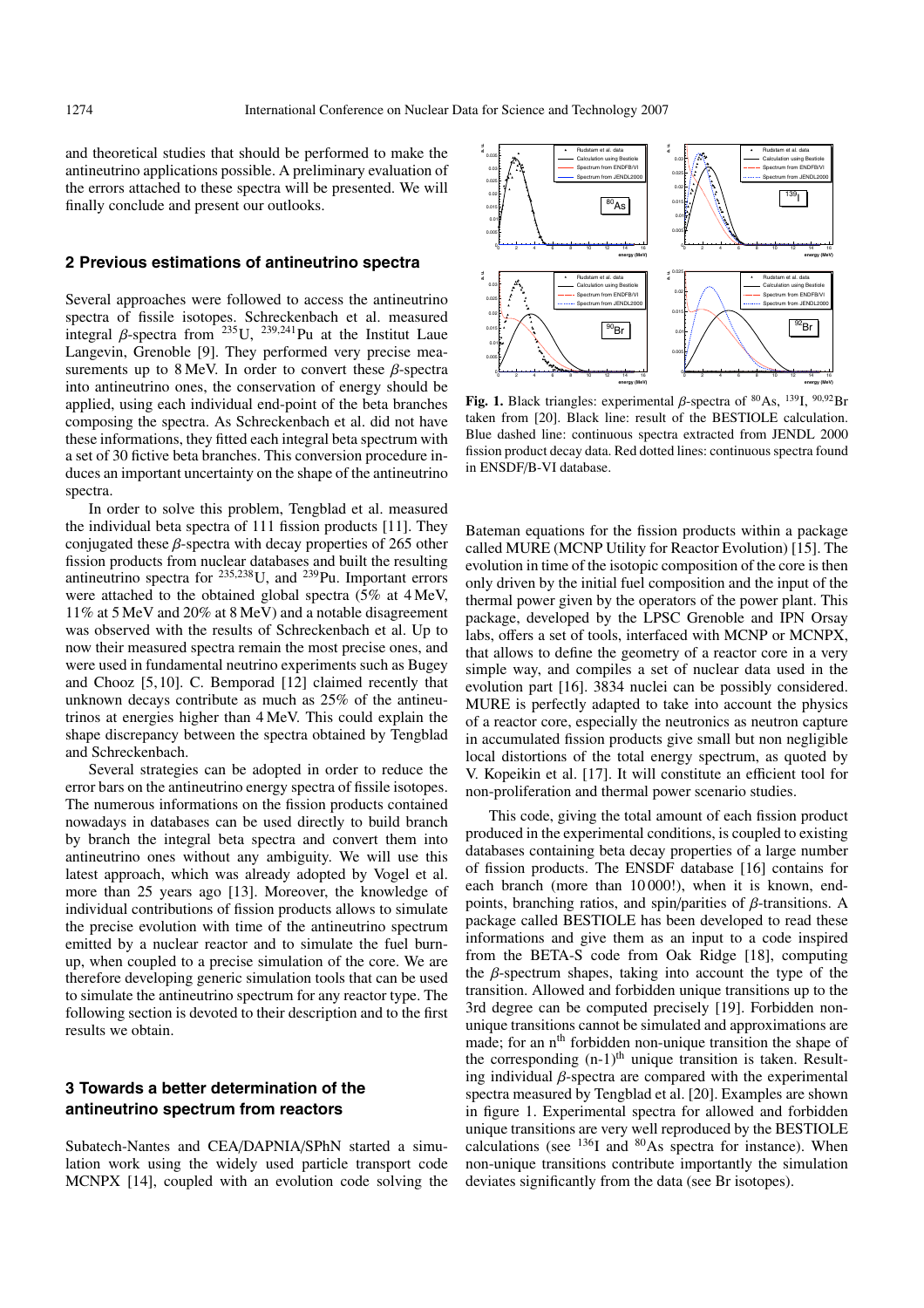and theoretical studies that should be performed to make the antineutrino applications possible. A preliminary evaluation of the errors attached to these spectra will be presented. We will finally conclude and present our outlooks.

## 2 Previous estimations of antineutrino spectra

Several approaches were followed to access the antineutrino spectra of fissile isotopes. Schreckenbach et al. measured integral $\beta$-spectra from $^{235}$U, $^{239,241}$Pu at the Institut Laue Langevin, Grenoble [9]. They performed very precise measurements up to 8 MeV. In order to convert these $\beta$-spectra into antineutrino ones, the conservation of energy should be applied, using each individual end-point of the beta branches composing the spectra. As Schreckenbach et al. did not have these informations, they fitted each integral beta spectrum with a set of 30 fictive beta branches. This conversion procedure induces an important uncertainty on the shape of the antineutrino spectra.

In order to solve this problem, Tengblad et al. measured the individual beta spectra of 111 fission products [11]. They conjugated these $\beta$-spectra with decay properties of 265 other fission products from nuclear databases and built the resulting antineutrino spectra for $^{235,238}$U, and $^{239}$Pu. Important errors were attached to the obtained global spectra (5% at 4 MeV, 11% at 5 MeV and 20% at 8 MeV) and a notable disagreement was observed with the results of Schreckenbach et al. Up to now their measured spectra remain the most precise ones, and were used in fundamental neutrino experiments such as Bugey and Chooz [5,10]. C. Bemporad [12] claimed recently that unknown decays contribute as much as 25% of the antineutrinos at energies higher than 4 MeV. This could explain the shape discrepancy between the spectra obtained by Tengblad and Schreckenbach.

Several strategies can be adopted in order to reduce the error bars on the antineutrino energy spectra of fissile isotopes. The numerous informations on the fission products contained nowadays in databases can be used directly to build branch by branch the integral beta spectra and convert them into antineutrino ones without any ambiguity. We will use this latest approach, which was already adopted by Vogel et al. more than 25 years ago [13]. Moreover, the knowledge of individual contributions of fission products allows to simulate the precise evolution with time of the antineutrino spectrum emitted by a nuclear reactor and to simulate the fuel burn-up, when coupled to a precise simulation of the core. We are therefore developing generic simulation tools that can be used to simulate the antineutrino spectrum for any reactor type. The following section is devoted to their description and to the first results we obtain.

## 3 Towards a better determination of the antineutrino spectrum from reactors

Subatech-Nantes and CEA/DAPNIA/SPhN started a simulation work using the widely used particle transport code MCNPX [14], coupled with an evolution code solving the Bateman equations for the fission products within a package called MURE (MCNP Utility for Reactor Evolution) [15]. The evolution in time of the isotopic composition of the core is then only driven by the initial fuel composition and the input of the thermal power given by the operators of the power plant. This package, developed by the LPSC Grenoble and IPN Orsay labs, offers a set of tools, interfaced with MCNP or MCNPX, that allows to define the geometry of a reactor core in a very simple way, and compiles a set of nuclear data used in the evolution part [16]. 3834 nuclei can be possibly considered. MURE is perfectly adapted to take into account the physics of a reactor core, especially the neutronics as neutron capture in accumulated fission products give small but non negligible local distortions of the total energy spectrum, as quoted by V. Kopeikin et al. [17]. It will constitute an efficient tool for non-proliferation and thermal power scenario studies.

**Fig. 1.** Black triangles: experimental $\beta$-spectra of $^{80}$As, $^{139}$I, $^{90,92}$Br taken from [20]. Black line: result of the BESTIOLE calculation. Blue dashed line: continuous spectra extracted from JENDL 2000 fission product decay data. Red dotted lines: continuous spectra found in ENSDF/B-VI database.

This code, giving the total amount of each fission product produced in the experimental conditions, is coupled to existing databases containing beta decay properties of a large number of fission products. The ENSDF database [16] contains for each branch (more than 10 000!), when it is known, end-points, branching ratios, and spin/parities of $\beta$-transitions. A package called BESTIOLE has been developed to read these informations and give them as an input to a code inspired from the BETA-S code from Oak Ridge [18], computing the $\beta$-spectrum shapes, taking into account the type of the transition. Allowed and forbidden unique transitions up to the 3rd degree can be computed precisely [19]. Forbidden non-unique transitions cannot be simulated and approximations are made; for an n$^{\text{th}}$ forbidden non-unique transition the shape of the corresponding (n-1)$^{\text{th}}$ unique transition is taken. Resulting individual $\beta$-spectra are compared with the experimental spectra measured by Tengblad et al. [20]. Examples are shown in figure 1. Experimental spectra for allowed and forbidden unique transitions are very well reproduced by the BESTIOLE calculations (see $^{136}$I and $^{80}$As spectra for instance). When non-unique transitions contribute importantly the simulation deviates significantly from the data (see Br isotopes).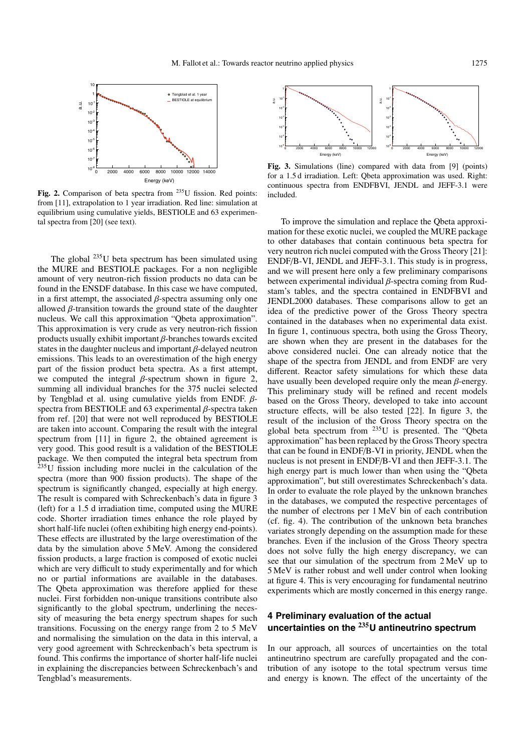Fig. 2. Comparison of beta spectra from $^{235}$U fission. Red points: from [11], extrapolation to 1 year irradiation. Red line: simulation at equilibrium using cumulative yields, BESTIOLE and 63 experimental spectra from [20] (see text).

The global $^{235}$U beta spectrum has been simulated using the MURE and BESTIOLE packages. For a non negligible amount of very neutron-rich fission products no data can be found in the ENSDF database. In this case we have computed, in a first attempt, the associated $\beta$-spectra assuming only one allowed $\beta$-transition towards the ground state of the daughter nucleus. We call this approximation "Qbeta approximation". This approximation is very crude as very neutron-rich fission products usually exhibit important $\beta$-branches towards excited states in the daughter nucleus and important $\beta$-delayed neutron emissions. This leads to an overestimation of the high energy part of the fission product beta spectra. As a first attempt, we computed the integral $\beta$-spectrum shown in figure 2, summing all individual branches for the 375 nuclei selected by Tengblad et al. using cumulative yields from ENDF. $\beta$-spectra from BESTIOLE and 63 experimental $\beta$-spectra taken from ref. [20] that were not well reproduced by BESTIOLE are taken into account. Comparing the result with the integral spectrum from [11] in figure 2, the obtained agreement is very good. This good result is a validation of the BESTIOLE package. We then computed the integral beta spectrum from $^{235}$U fission including more nuclei in the calculation of the spectra (more than 900 fission products). The shape of the spectrum is significantly changed, especially at high energy. The result is compared with Schreckenbach's data in figure 3 (left) for a 1.5 d irradiation time, computed using the MURE code. Shorter irradiation times enhance the role played by short half-life nuclei (often exhibiting high energy end-points). These effects are illustrated by the large overestimation of the data by the simulation above 5 MeV. Among the considered fission products, a large fraction is composed of exotic nuclei which are very difficult to study experimentally and for which no or partial informations are available in the databases. The Qbeta approximation was therefore applied for these nuclei. First forbidden non-unique transitions contribute also significantly to the global spectrum, underlining the necessity of measuring the beta energy spectrum shapes for such transitions. Focussing on the energy range from 2 to 5 MeV and normalising the simulation on the data in this interval, a very good agreement with Schreckenbach's beta spectrum is found. This confirms the importance of shorter half-life nuclei in explaining the discrepancies between Schreckenbach's and Tengblad's measurements.

Fig. 3. Simulations (line) compared with data from [9] (points) for a 1.5 d irradiation. Left: Qbeta approximation was used. Right: continuous spectra from ENDFBVI, JENDL and JEFF-3.1 were included.

To improve the simulation and replace the Qbeta approximation for these exotic nuclei, we coupled the MURE package to other databases that contain continuous beta spectra for very neutron rich nuclei computed with the Gross Theory [21]: ENDF/B-VI, JENDL and JEFF-3.1. This study is in progress, and we will present here only a few preliminary comparisons between experimental individual $\beta$-spectra coming from Rudstam's tables, and the spectra contained in ENDFBVI and JENDL2000 databases. These comparisons allow to get an idea of the predictive power of the Gross Theory spectra contained in the databases when no experimental data exist. In figure 1, continuous spectra, both using the Gross Theory, are shown when they are present in the databases for the above considered nuclei. One can already notice that the shape of the spectra from JENDL and from ENDF are very different. Reactor safety simulations for which these data have usually been developed require only the mean $\beta$-energy. This preliminary study will be refined and recent models based on the Gross Theory, developed to take into account structure effects, will be also tested [22]. In figure 3, the result of the inclusion of the Gross Theory spectra on the global beta spectrum from $^{235}$U is presented. The "Qbeta approximation" has been replaced by the Gross Theory spectra that can be found in ENDF/B-VI in priority, JENDL when the nucleus is not present in ENDF/B-VI and then JEFF-3.1. The high energy part is much lower than when using the "Qbeta approximation", but still overestimates Schreckenbach's data. In order to evaluate the role played by the unknown branches in the databases, we computed the respective percentages of the number of electrons per 1 MeV bin of each contribution (cf. fig. 4). The contribution of the unknown beta branches variates strongly depending on the assumption made for these branches. Even if the inclusion of the Gross Theory spectra does not solve fully the high energy discrepancy, we can see that our simulation of the spectrum from 2 MeV up to 5 MeV is rather robust and well under control when looking at figure 4. This is very encouraging for fundamental neutrino experiments which are mostly concerned in this energy range.

## 4 Preliminary evaluation of the actual uncertainties on the $^{235}$U antineutrino spectrum

In our approach, all sources of uncertainties on the total antineutrino spectrum are carefully propagated and the contribution of any isotope to the total spectrum versus time and energy is known. The effect of the uncertainty of the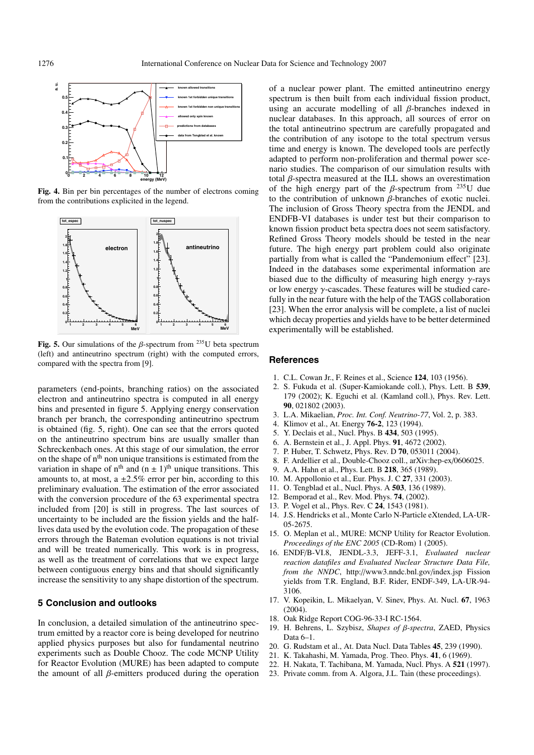a. u.

0.5

0.4

0.3

0.2

0.1

0

2 4 6 8 10 12

energy (MeV)

known allowed transitions

known 1st forbidden unique transitions

known 1st forbidden non unique transitions

allowed only spin known

predictions from databases

data from Tengblad et al. known

**Fig. 4.** Bin per bin percentages of the number of electrons coming from the contributions explicited in the legend.

tot_espec

electron

MeV

tot_nuspec

antineutrino

MeV

**Fig. 5.** Our simulations of the $\beta$-spectrum from $^{235}$U beta spectrum (left) and antineutrino spectrum (right) with the computed errors, compared with the spectra from [9].

parameters (end-points, branching ratios) on the associated electron and antineutrino spectra is computed in all energy bins and presented in figure 5. Applying energy conservation branch per branch, the corresponding antineutrino spectrum is obtained (fig. 5, right). One can see that the errors quoted on the antineutrino spectrum bins are usually smaller than Schreckenbach ones. At this stage of our simulation, the error on the shape of n$^{\text{th}}$ non unique transitions is estimated from the variation in shape of n$^{\text{th}}$ and (n $\pm$ 1)$^{\text{th}}$ unique transitions. This amounts to, at most, a $\pm$2.5% error per bin, according to this preliminary evaluation. The estimation of the error associated with the conversion procedure of the 63 experimental spectra included from [20] is still in progress. The last sources of uncertainty to be included are the fission yields and the half-lives data used by the evolution code. The propagation of these errors through the Bateman evolution equations is not trivial and will be treated numerically. This work is in progress, as well as the treatment of correlations that we expect large between contiguous energy bins and that should significantly increase the sensitivity to any shape distortion of the spectrum.

## 5 Conclusion and outlooks

In conclusion, a detailed simulation of the antineutrino spectrum emitted by a reactor core is being developed for neutrino applied physics purposes but also for fundamental neutrino experiments such as Double Chooz. The code MCNP Utility for Reactor Evolution (MURE) has been adapted to compute the amount of all $\beta$-emitters produced during the operation of a nuclear power plant. The emitted antineutrino energy spectrum is then built from each individual fission product, using an accurate modelling of all $\beta$-branches indexed in nuclear databases. In this approach, all sources of error on the total antineutrino spectrum are carefully propagated and the contribution of any isotope to the total spectrum versus time and energy is known. The developed tools are perfectly adapted to perform non-proliferation and thermal power scenario studies. The comparison of our simulation results with total $\beta$-spectra measured at the ILL shows an overestimation of the high energy part of the $\beta$-spectrum from $^{235}$U due to the contribution of unknown $\beta$-branches of exotic nuclei. The inclusion of Gross Theory spectra from the JENDL and ENDFB-VI databases is under test but their comparison to known fission product beta spectra does not seem satisfactory. Refined Gross Theory models should be tested in the near future. The high energy part problem could also originate partially from what is called the "Pandemonium effect" [23]. Indeed in the databases some experimental information are biased due to the difficulty of measuring high energy $\gamma$-rays or low energy $\gamma$-cascades. These features will be studied carefully in the near future with the help of the TAGS collaboration [23]. When the error analysis will be complete, a list of nuclei which decay properties and yields have to be better determined experimentally will be established.

## References

1. C.L. Cowan Jr., F. Reines et al., Science **124**, 103 (1956).
2. S. Fukuda et al. (Super-Kamiokande coll.), Phys. Lett. B **539**, 179 (2002); K. Eguchi et al. (Kamland coll.), Phys. Rev. Lett. **90**, 021802 (2003).
3. L.A. Mikaelian, *Proc. Int. Conf. Neutrino-77*, Vol. 2, p. 383.
4. Klimov et al., At. Energy **76-2**, 123 (1994).
5. Y. Declais et al., Nucl. Phys. B **434**, 503 (1995).
6. A. Bernstein et al., J. Appl. Phys. **91**, 4672 (2002).
7. P. Huber, T. Schwetz, Phys. Rev. D **70**, 053011 (2004).
8. F. Ardellier et al., Double-Chooz coll., arXiv:hep-ex/0606025.
9. A.A. Hahn et al., Phys. Lett. B **218**, 365 (1989).
10. M. Appollonio et al., Eur. Phys. J. C **27**, 331 (2003).
11. O. Tengblad et al., Nucl. Phys. A **503**, 136 (1989).
12. Bemporad et al., Rev. Mod. Phys. **74**, (2002).
13. P. Vogel et al., Phys. Rev. C **24**, 1543 (1981).
14. J.S. Hendricks et al., Monte Carlo N-Particle eXtended, LA-UR-05-2675.
15. O. Meplan et al., MURE: MCNP Utility for Reactor Evolution. *Proceedings of the ENC 2005* (CD-Rom) 1 (2005).
16. ENDF/B-VI.8, JENDL-3.3, JEFF-3.1, *Evaluated nuclear reaction datafiles and Evaluated Nuclear Structure Data File, from the NNDC*, http://www3.nndc.bnl.gov/index.jsp Fission yields from T.R. England, B.F. Rider, ENDF-349, LA-UR-94-3106.
17. V. Kopeikin, L. Mikaelyan, V. Sinev, Phys. At. Nucl. **67**, 1963 (2004).
18. Oak Ridge Report COG-96-33-I RC-1564.
19. H. Behrens, L. Szybisz, *Shapes of $\beta$-spectra*, ZAED, Physics Data 6–1.
20. G. Rudstam et al., At. Data Nucl. Data Tables **45**, 239 (1990).
21. K. Takahashi, M. Yamada, Prog. Theo. Phys. **41**, 6 (1969).
22. H. Nakata, T. Tachibana, M. Yamada, Nucl. Phys. A **521** (1997).
23. Private comm. from A. Algora, J.L. Tain (these proceedings).